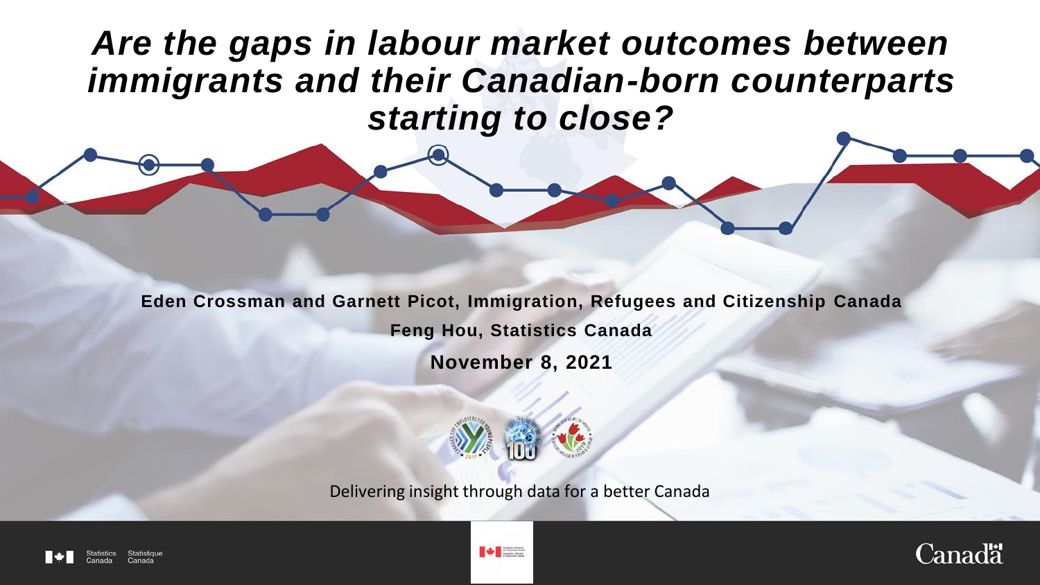# *Are the gaps in labour market outcomes between immigrants and their Canadian-born counterparts starting to close?*

**Eden Crossman and Garnett Picot, Immigration, Refugees and Citizenship Canada**

**Feng Hou, Statistics Canada**

**November 8, 2021**

Delivering insight through data for a better Canada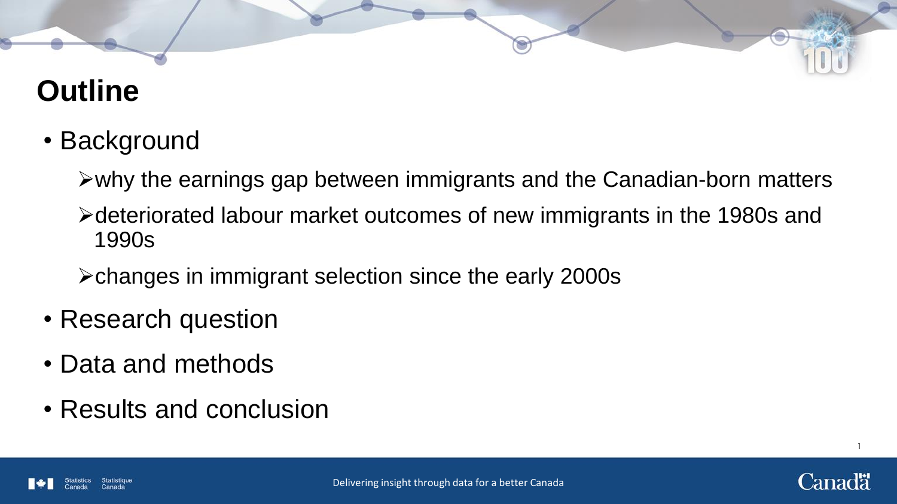# Outline

- Background
  - why the earnings gap between immigrants and the Canadian-born matters
  - deteriorated labour market outcomes of new immigrants in the 1980s and 1990s
  - changes in immigrant selection since the early 2000s
- Research question
- Data and methods
- Results and conclusion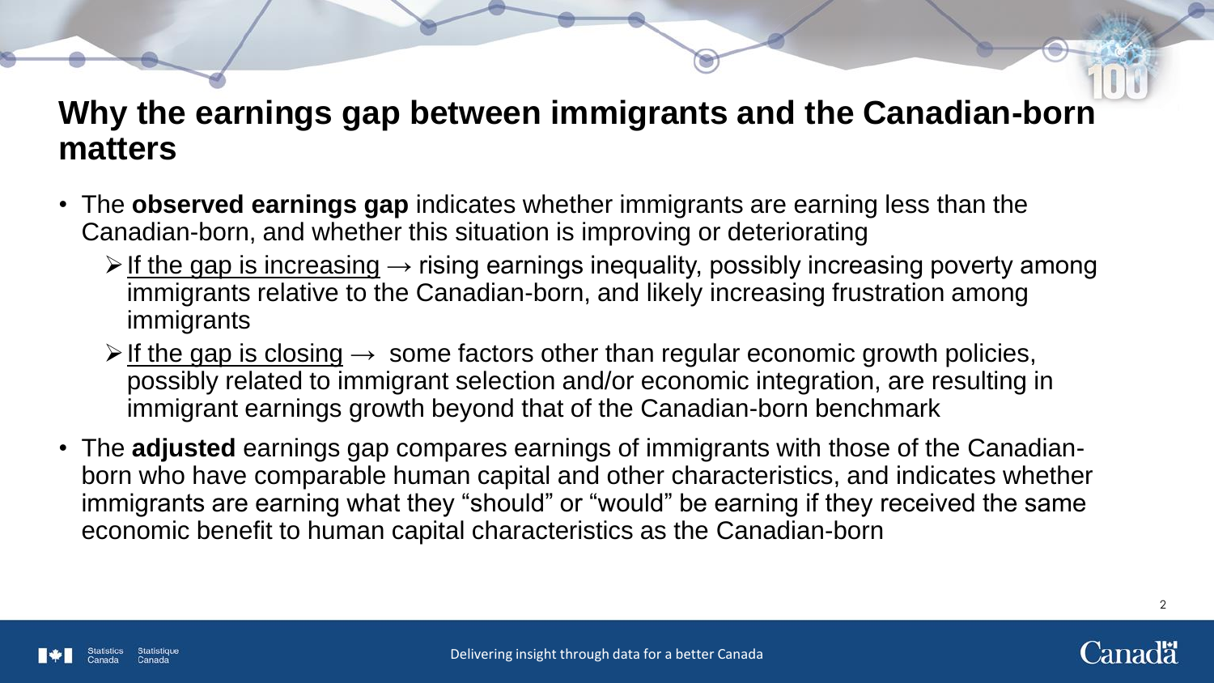# Why the earnings gap between immigrants and the Canadian-born matters

- The **observed earnings gap** indicates whether immigrants are earning less than the Canadian-born, and whether this situation is improving or deteriorating
  - <u>If the gap is increasing</u> → rising earnings inequality, possibly increasing poverty among immigrants relative to the Canadian-born, and likely increasing frustration among immigrants
  - <u>If the gap is closing</u> → some factors other than regular economic growth policies, possibly related to immigrant selection and/or economic integration, are resulting in immigrant earnings growth beyond that of the Canadian-born benchmark
- The **adjusted** earnings gap compares earnings of immigrants with those of the Canadian-born who have comparable human capital and other characteristics, and indicates whether immigrants are earning what they "should" or "would" be earning if they received the same economic benefit to human capital characteristics as the Canadian-born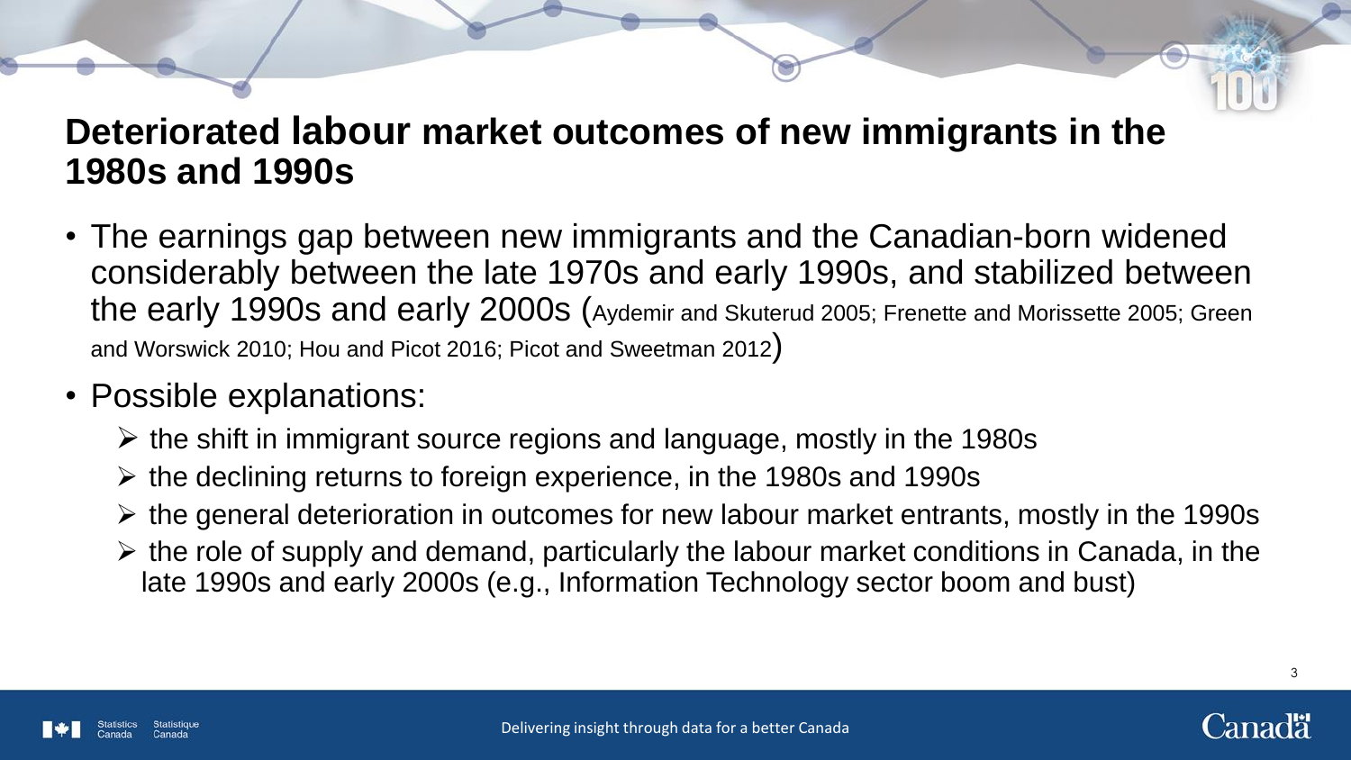# Deteriorated labour market outcomes of new immigrants in the 1980s and 1990s

- The earnings gap between new immigrants and the Canadian-born widened considerably between the late 1970s and early 1990s, and stabilized between the early 1990s and early 2000s (Aydemir and Skuterud 2005; Frenette and Morissette 2005; Green and Worswick 2010; Hou and Picot 2016; Picot and Sweetman 2012)
- Possible explanations:
  - the shift in immigrant source regions and language, mostly in the 1980s
  - the declining returns to foreign experience, in the 1980s and 1990s
  - the general deterioration in outcomes for new labour market entrants, mostly in the 1990s
  - the role of supply and demand, particularly the labour market conditions in Canada, in the late 1990s and early 2000s (e.g., Information Technology sector boom and bust)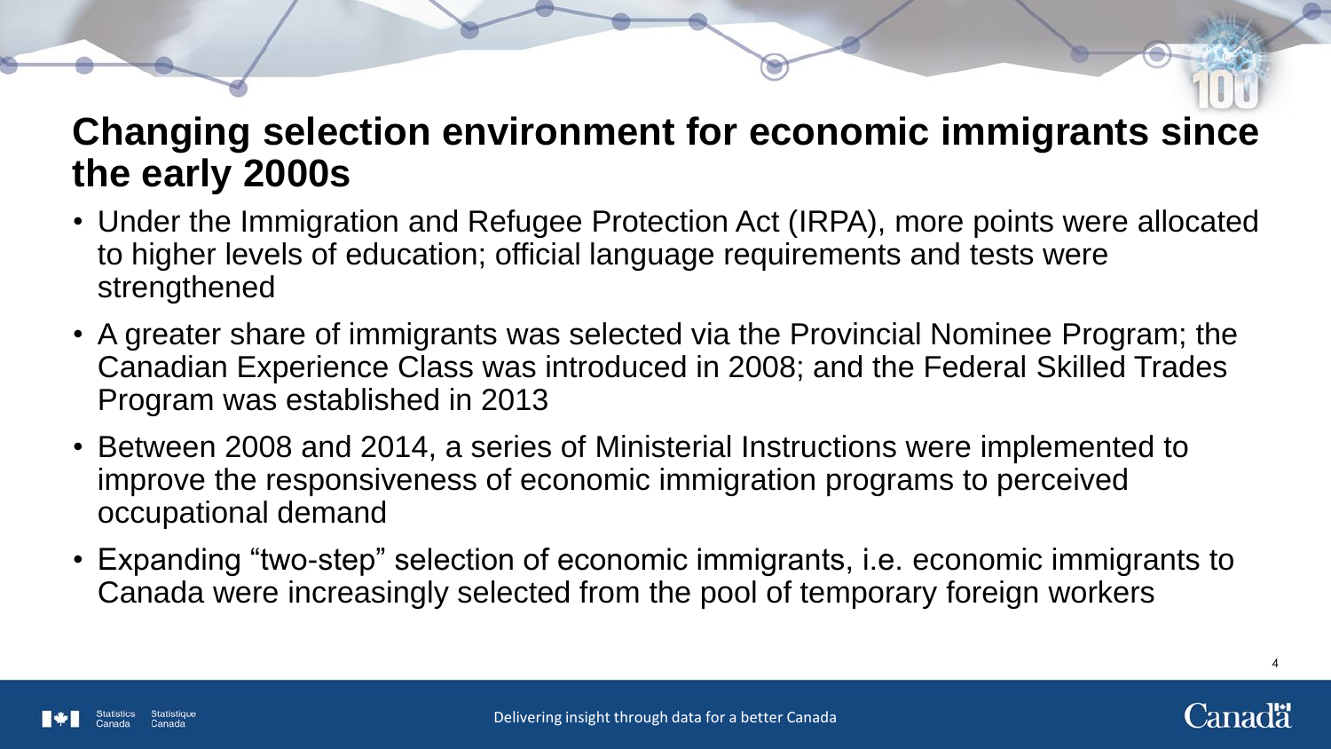## Changing selection environment for economic immigrants since the early 2000s

- Under the Immigration and Refugee Protection Act (IRPA), more points were allocated to higher levels of education; official language requirements and tests were strengthened
- A greater share of immigrants was selected via the Provincial Nominee Program; the Canadian Experience Class was introduced in 2008; and the Federal Skilled Trades Program was established in 2013
- Between 2008 and 2014, a series of Ministerial Instructions were implemented to improve the responsiveness of economic immigration programs to perceived occupational demand
- Expanding “two-step” selection of economic immigrants, i.e. economic immigrants to Canada were increasingly selected from the pool of temporary foreign workers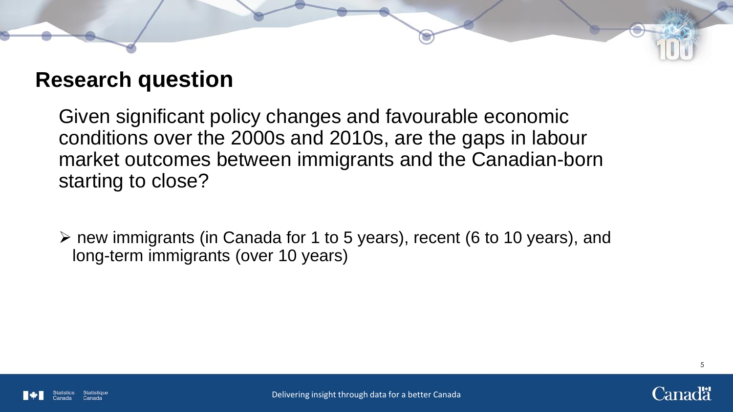## Research question

Given significant policy changes and favourable economic conditions over the 2000s and 2010s, are the gaps in labour market outcomes between immigrants and the Canadian-born starting to close?

- new immigrants (in Canada for 1 to 5 years), recent (6 to 10 years), and long-term immigrants (over 10 years)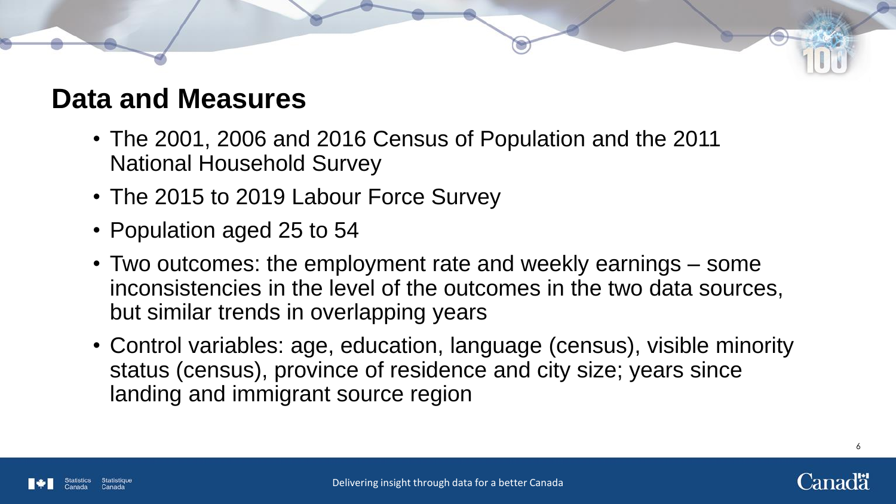## Data and Measures

- The 2001, 2006 and 2016 Census of Population and the 2011 National Household Survey
- The 2015 to 2019 Labour Force Survey
- Population aged 25 to 54
- Two outcomes: the employment rate and weekly earnings – some inconsistencies in the level of the outcomes in the two data sources, but similar trends in overlapping years
- Control variables: age, education, language (census), visible minority status (census), province of residence and city size; years since landing and immigrant source region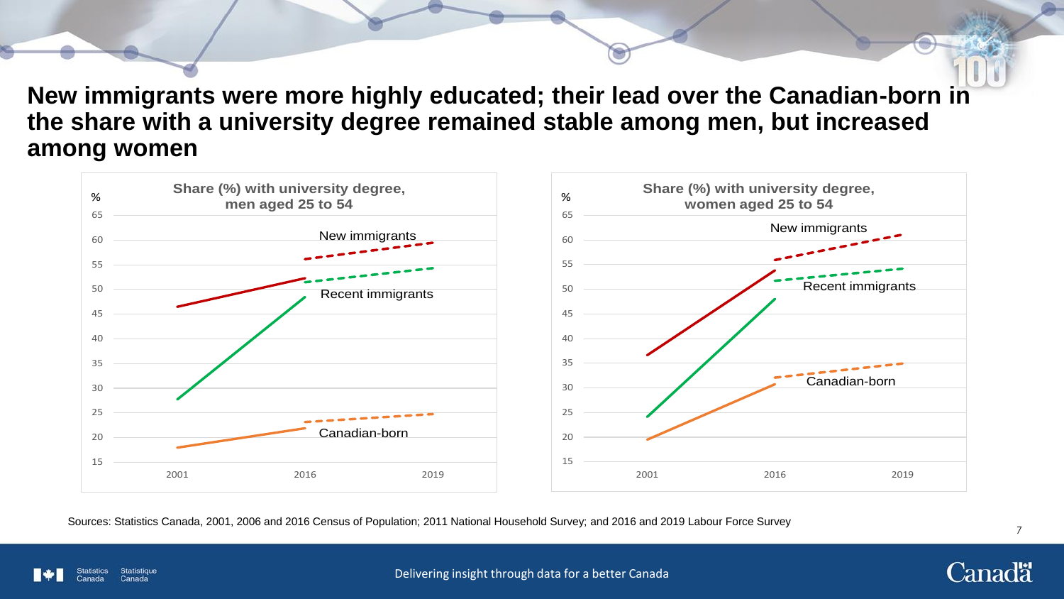# New immigrants were more highly educated; their lead over the Canadian-born in the share with a university degree remained stable among men, but increased among women

**Share (%) with university degree, men aged 25 to 54**

%

65
60
55
50
45
40
35
30
25
20
15

New immigrants

Recent immigrants

Canadian-born

2001 2016 2019

**Share (%) with university degree, women aged 25 to 54**

%

65
60
55
50
45
40
35
30
25
20
15

New immigrants

Recent immigrants

Canadian-born

2001 2016 2019

Sources: Statistics Canada, 2001, 2006 and 2016 Census of Population; 2011 National Household Survey; and 2016 and 2019 Labour Force Survey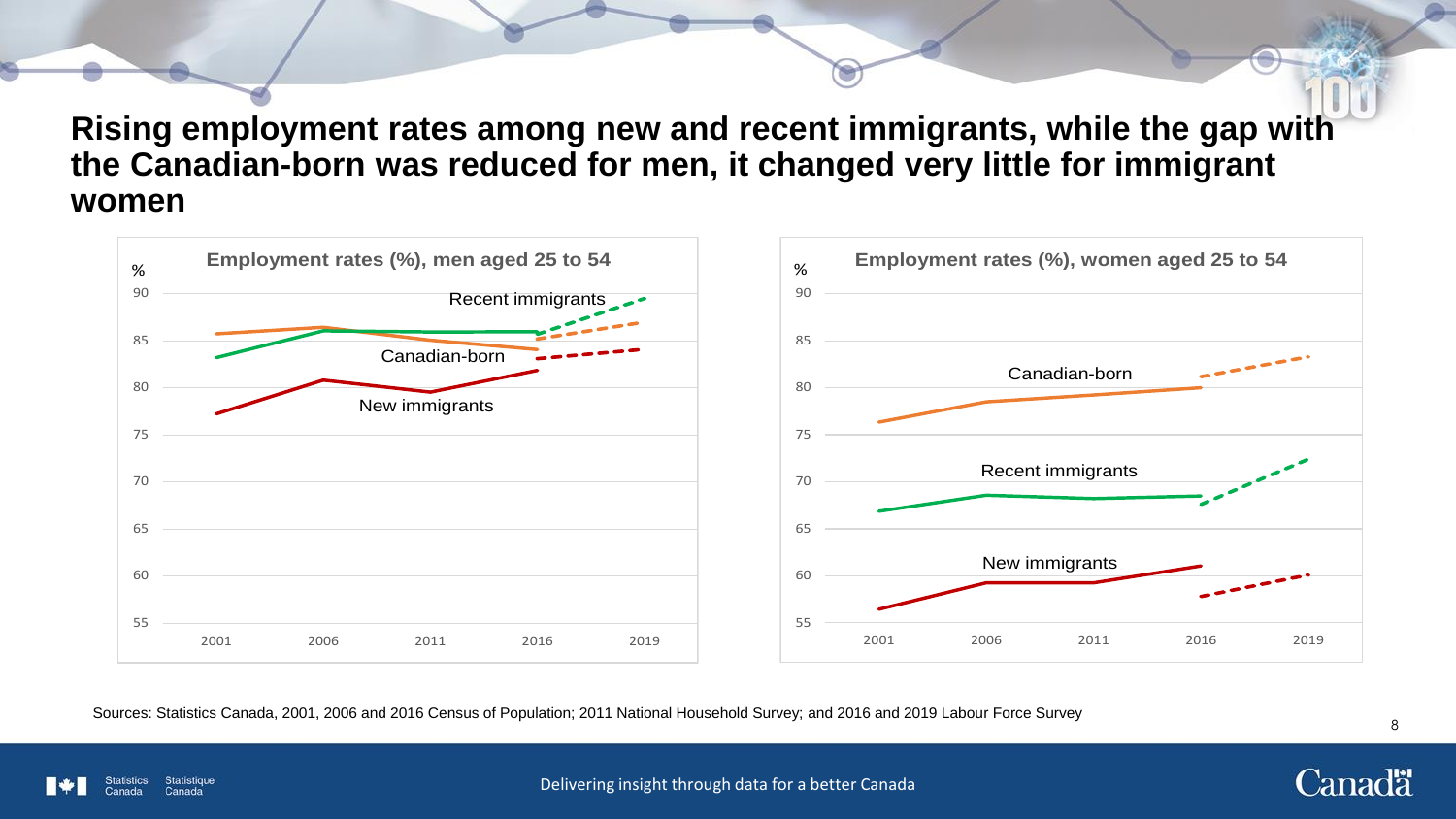# Rising employment rates among new and recent immigrants, while the gap with the Canadian-born was reduced for men, it changed very little for immigrant women

**Employment rates (%), men aged 25 to 54**

%

90

85

80

75

70

65

60

55

Recent immigrants

Canadian-born

New immigrants

2001 2006 2011 2016 2019

**Employment rates (%), women aged 25 to 54**

%

90

85

80

75

70

65

60

55

Canadian-born

Recent immigrants

New immigrants

2001 2006 2011 2016 2019

Sources: Statistics Canada, 2001, 2006 and 2016 Census of Population; 2011 National Household Survey; and 2016 and 2019 Labour Force Survey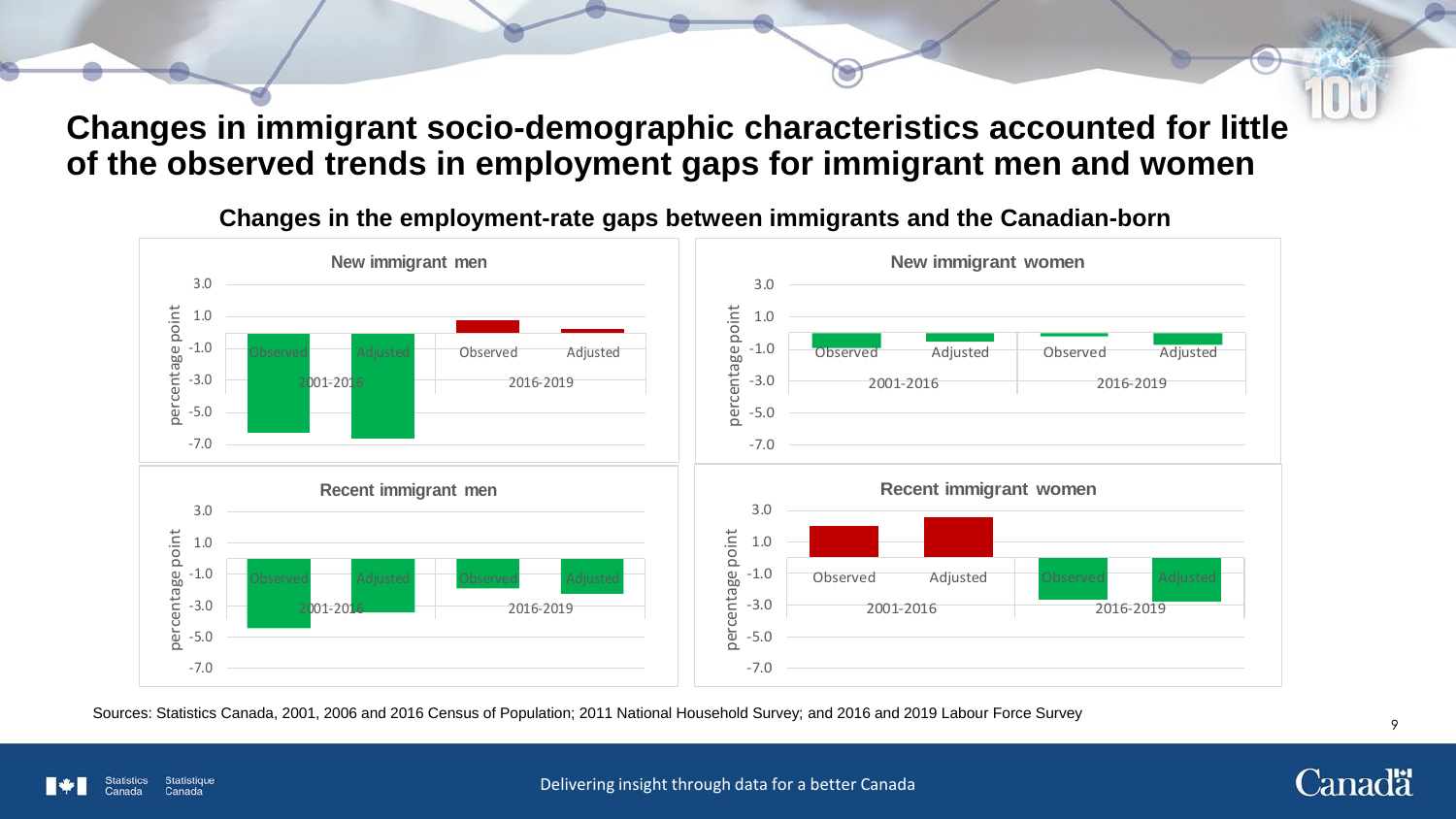# Changes in immigrant socio-demographic characteristics accounted for little of the observed trends in employment gaps for immigrant men and women

**Changes in the employment-rate gaps between immigrants and the Canadian-born**

**New immigrant men**

percentage point

2001-2016: Observed, Adjusted | 2016-2019: Observed, Adjusted

**New immigrant women**

percentage point

2001-2016: Observed, Adjusted | 2016-2019: Observed, Adjusted

**Recent immigrant men**

percentage point

2001-2016: Observed, Adjusted | 2016-2019: Observed, Adjusted

**Recent immigrant women**

percentage point

2001-2016: Observed, Adjusted | 2016-2019: Observed, Adjusted

Sources: Statistics Canada, 2001, 2006 and 2016 Census of Population; 2011 National Household Survey; and 2016 and 2019 Labour Force Survey

Delivering insight through data for a better Canada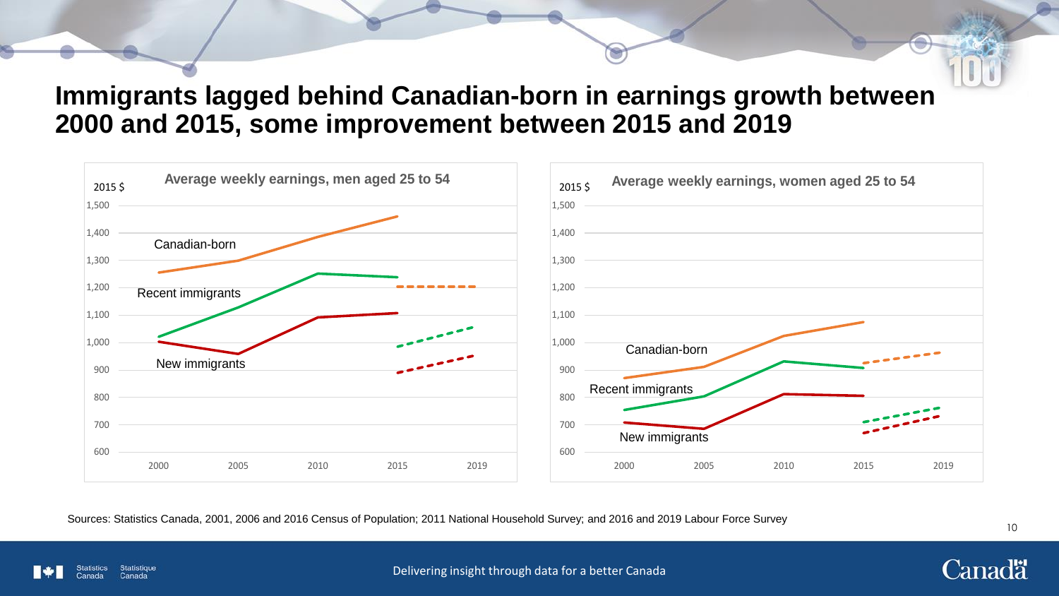# Immigrants lagged behind Canadian-born in earnings growth between 2000 and 2015, some improvement between 2015 and 2019

### Average weekly earnings, men aged 25 to 54

2015 $

1,500
1,400
1,300
1,200
1,100
1,000
900
800
700
600

Canadian-born

Recent immigrants

New immigrants

2000 2005 2010 2015 2019

### Average weekly earnings, women aged 25 to 54

2015 $

1,500
1,400
1,300
1,200
1,100
1,000
900
800
700
600

Canadian-born

Recent immigrants

New immigrants

2000 2005 2010 2015 2019

Sources: Statistics Canada, 2001, 2006 and 2016 Census of Population; 2011 National Household Survey; and 2016 and 2019 Labour Force Survey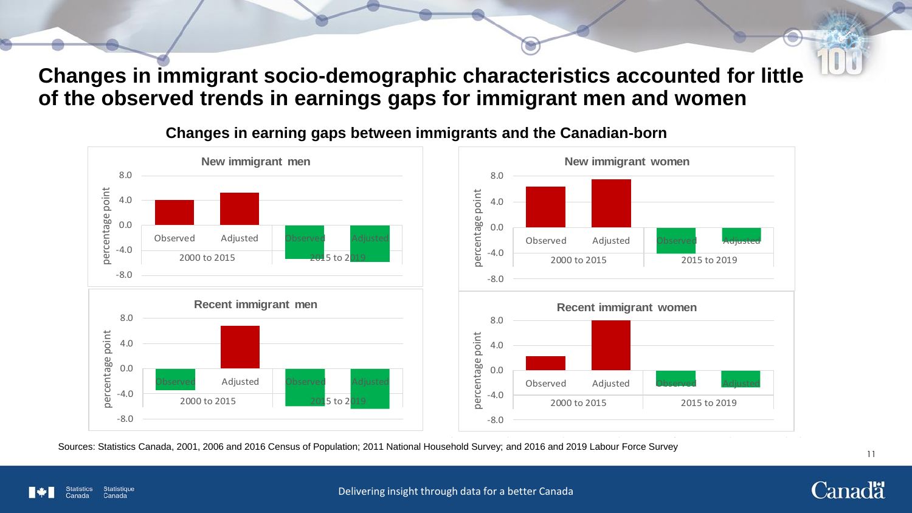# Changes in immigrant socio-demographic characteristics accounted for little of the observed trends in earnings gaps for immigrant men and women

## Changes in earning gaps between immigrants and the Canadian-born

### New immigrant men

percentage point

8.0
4.0
0.0
-4.0
-8.0

Observed Adjusted Observed Adjusted

2000 to 2015 2015 to 2019

### New immigrant women

percentage point

8.0
4.0
0.0
-4.0
-8.0

Observed Adjusted Observed Adjusted

2000 to 2015 2015 to 2019

### Recent immigrant men

percentage point

8.0
4.0
0.0
-4.0
-8.0

Observed Adjusted Observed Adjusted

2000 to 2015 2015 to 2019

### Recent immigrant women

percentage point

8.0
4.0
0.0
-4.0
-8.0

Observed Adjusted Observed Adjusted

2000 to 2015 2015 to 2019

Sources: Statistics Canada, 2001, 2006 and 2016 Census of Population; 2011 National Household Survey; and 2016 and 2019 Labour Force Survey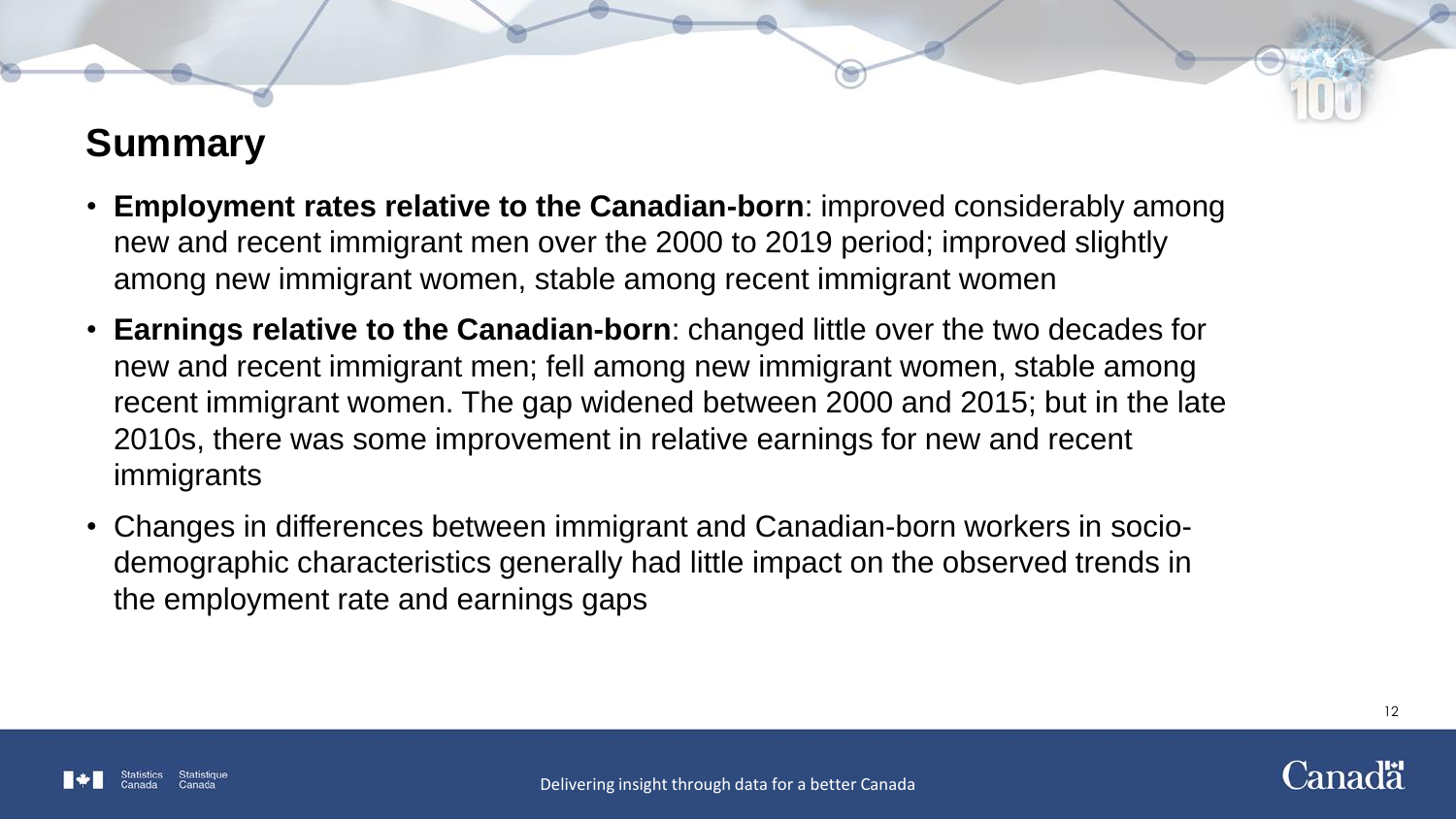## Summary

- **Employment rates relative to the Canadian-born**: improved considerably among new and recent immigrant men over the 2000 to 2019 period; improved slightly among new immigrant women, stable among recent immigrant women
- **Earnings relative to the Canadian-born**: changed little over the two decades for new and recent immigrant men; fell among new immigrant women, stable among recent immigrant women. The gap widened between 2000 and 2015; but in the late 2010s, there was some improvement in relative earnings for new and recent immigrants
- Changes in differences between immigrant and Canadian-born workers in socio-demographic characteristics generally had little impact on the observed trends in the employment rate and earnings gaps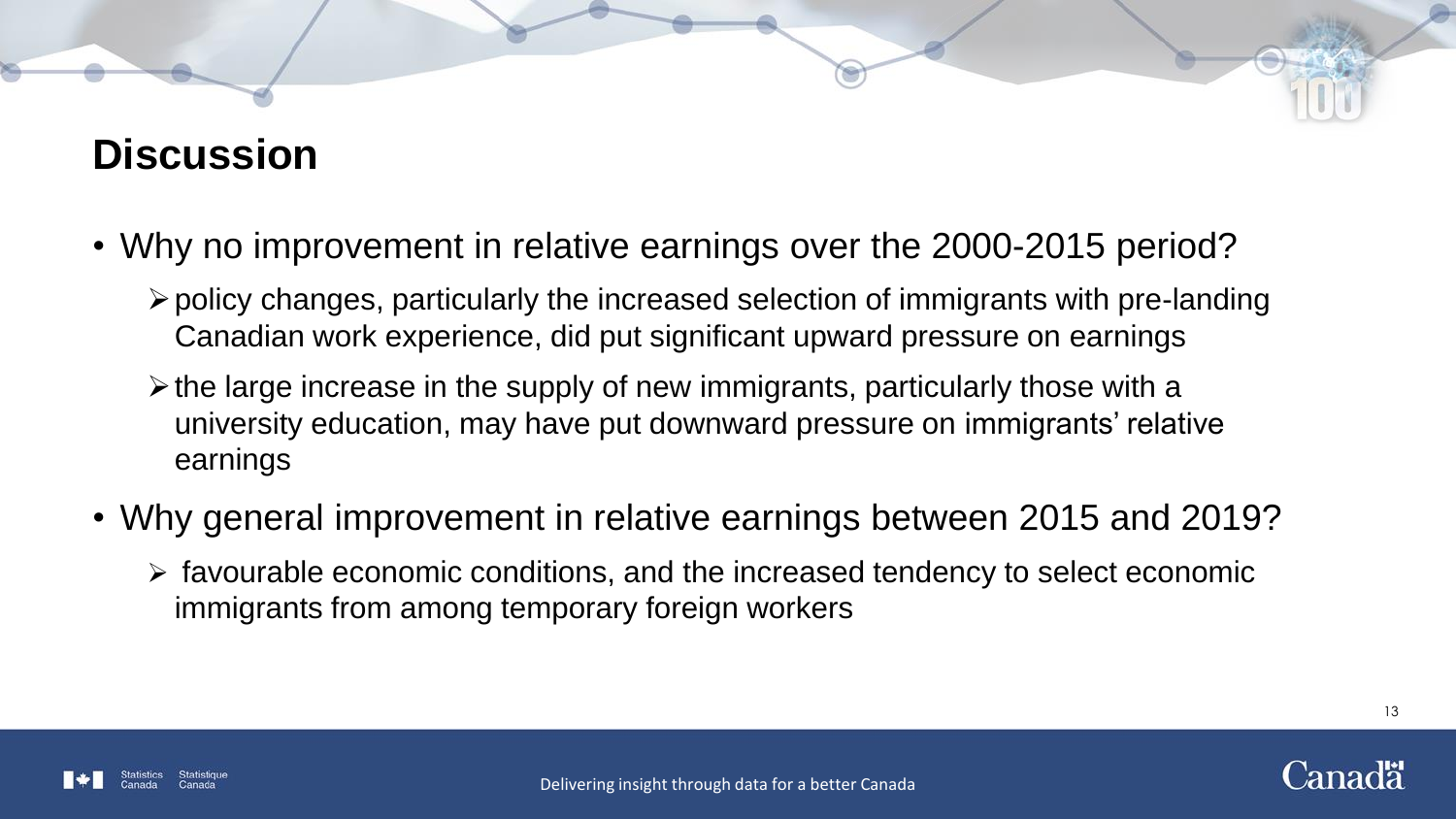# Discussion

- Why no improvement in relative earnings over the 2000-2015 period?
  - policy changes, particularly the increased selection of immigrants with pre-landing Canadian work experience, did put significant upward pressure on earnings
  - the large increase in the supply of new immigrants, particularly those with a university education, may have put downward pressure on immigrants' relative earnings
- Why general improvement in relative earnings between 2015 and 2019?
  - favourable economic conditions, and the increased tendency to select economic immigrants from among temporary foreign workers